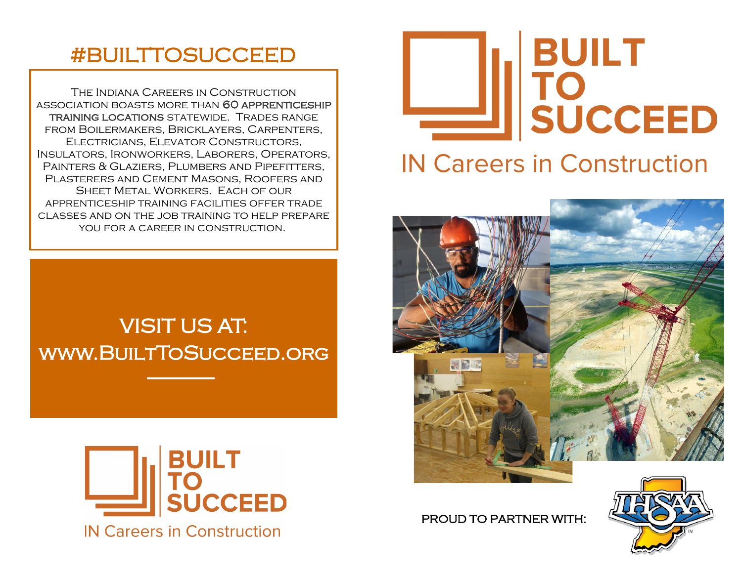## #BUILTTOSUCCEED

The Indiana Careers in Construction association boasts more than **60 apprenticeship training locations** statewide. Trades range from Boilermakers, Bricklayers, Carpenters, Electricians, Elevator Constructors, Insulators, Ironworkers, Laborers, Operators, Painters & Glaziers, Plumbers and Pipefitters, Plasterers and Cement Masons, Roofers and Sheet Metal Workers. Each of our apprenticeship training facilities offer trade classes and on the job training to help prepare you for a career in construction.

## VISIT US AT: www.BuiltToSucceed.org

BUILT TO SUCCEED

IN Careers in Construction

# BUILT TO SUCCEED

## IN Careers in Construction

PROUD TO PARTNER WITH:

IHSAA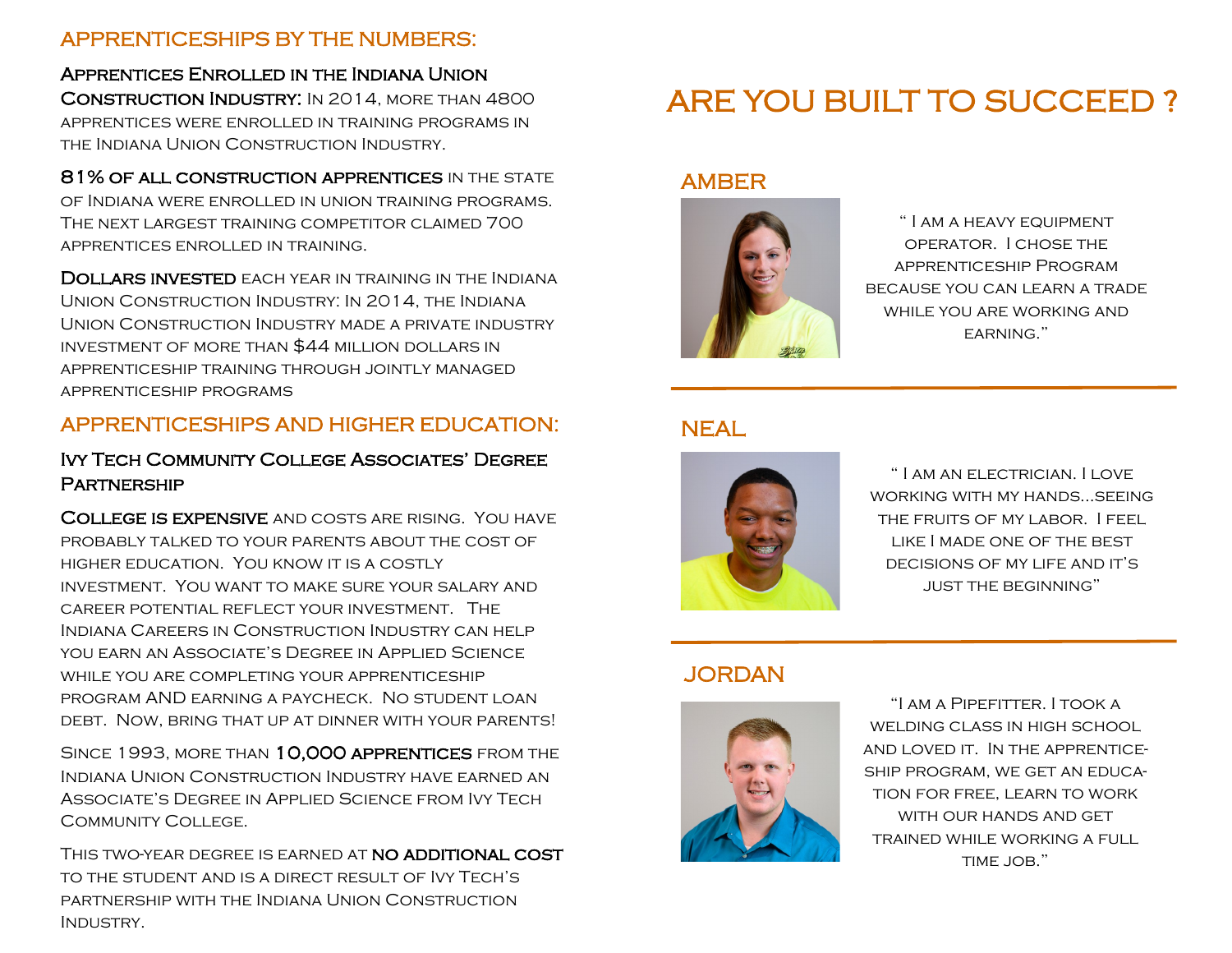## APPRENTICESHIPS BY THE NUMBERS:

**Apprentices Enrolled in the Indiana Union Construction Industry:** In 2014, more than 4800 apprentices were enrolled in training programs in the Indiana Union Construction Industry.

**81% of all construction apprentices** in the state of Indiana were enrolled in union training programs. The next largest training competitor claimed 700 apprentices enrolled in training.

**Dollars invested** each year in training in the Indiana Union Construction Industry: In 2014, the Indiana Union Construction Industry made a private industry investment of more than $44 million dollars in apprenticeship training through jointly managed apprenticeship programs

## APPRENTICESHIPS AND HIGHER EDUCATION:

### Ivy Tech Community College Associates' Degree Partnership

**College is expensive** and costs are rising. You have probably talked to your parents about the cost of higher education. You know it is a costly investment. You want to make sure your salary and career potential reflect your investment. The Indiana Careers in Construction Industry can help you earn an Associate's Degree in Applied Science while you are completing your apprenticeship program AND earning a paycheck. No student loan debt. Now, bring that up at dinner with your parents!

Since 1993, more than **10,000 apprentices** from the Indiana Union Construction Industry have earned an Associate's Degree in Applied Science from Ivy Tech Community College.

This two-year degree is earned at **no additional cost** to the student and is a direct result of Ivy Tech's partnership with the Indiana Union Construction Industry.

# ARE YOU BUILT TO SUCCEED ?

## AMBER

" I am a heavy equipment operator. I chose the apprenticeship Program because you can learn a trade while you are working and earning."

## NEAL

" I am an electrician. I love working with my hands...seeing the fruits of my labor. I feel like I made one of the best decisions of my life and it's just the beginning"

## JORDAN

"I am a Pipefitter. I took a welding class in high school and loved it. In the apprenticeship program, we get an education for free, learn to work with our hands and get trained while working a full time job."